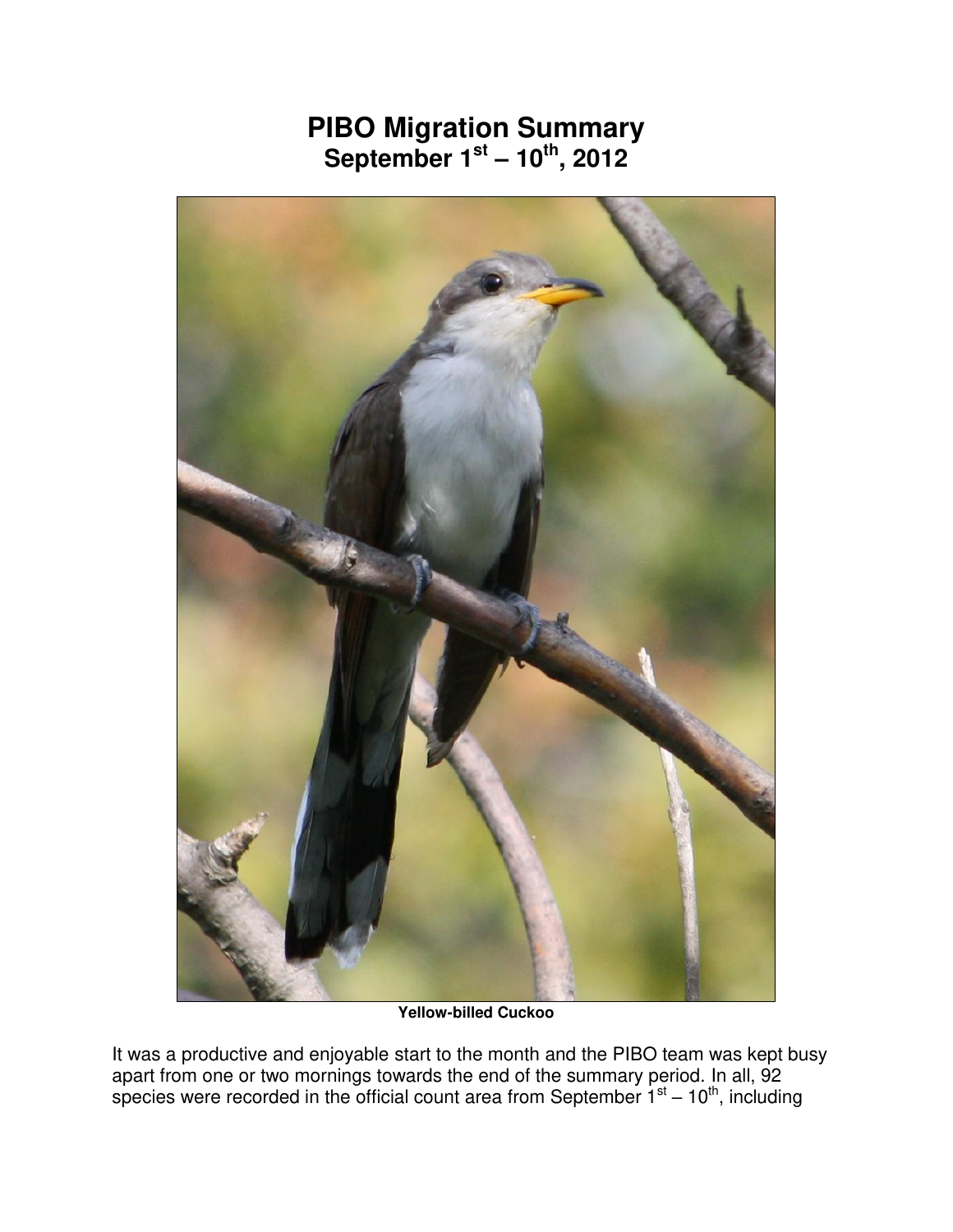# PIBO Migration Summary
## September 1st – 10th, 2012

**Yellow-billed Cuckoo**

It was a productive and enjoyable start to the month and the PIBO team was kept busy apart from one or two mornings towards the end of the summary period. In all, 92 species were recorded in the official count area from September 1st – 10th, including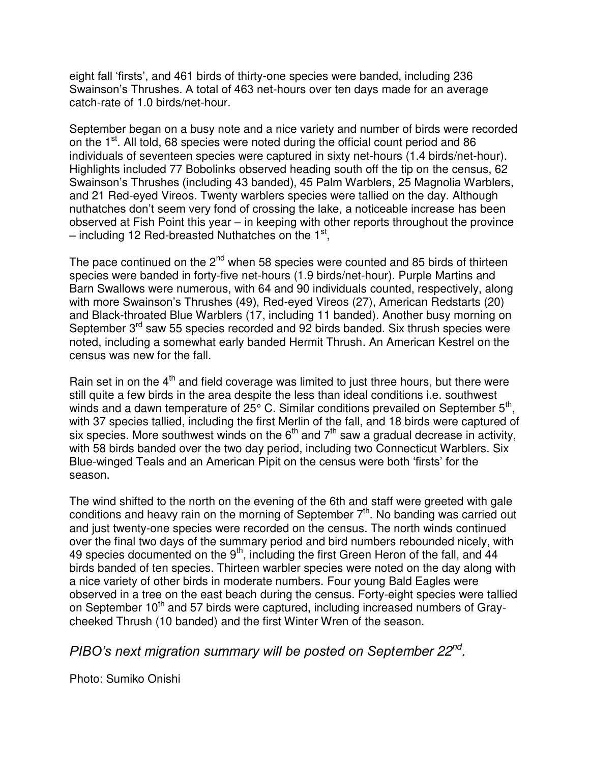eight fall 'firsts', and 461 birds of thirty-one species were banded, including 236 Swainson's Thrushes. A total of 463 net-hours over ten days made for an average catch-rate of 1.0 birds/net-hour.

September began on a busy note and a nice variety and number of birds were recorded on the 1st. All told, 68 species were noted during the official count period and 86 individuals of seventeen species were captured in sixty net-hours (1.4 birds/net-hour). Highlights included 77 Bobolinks observed heading south off the tip on the census, 62 Swainson's Thrushes (including 43 banded), 45 Palm Warblers, 25 Magnolia Warblers, and 21 Red-eyed Vireos. Twenty warblers species were tallied on the day. Although nuthatches don't seem very fond of crossing the lake, a noticeable increase has been observed at Fish Point this year – in keeping with other reports throughout the province – including 12 Red-breasted Nuthatches on the 1st,

The pace continued on the 2nd when 58 species were counted and 85 birds of thirteen species were banded in forty-five net-hours (1.9 birds/net-hour). Purple Martins and Barn Swallows were numerous, with 64 and 90 individuals counted, respectively, along with more Swainson's Thrushes (49), Red-eyed Vireos (27), American Redstarts (20) and Black-throated Blue Warblers (17, including 11 banded). Another busy morning on September 3rd saw 55 species recorded and 92 birds banded. Six thrush species were noted, including a somewhat early banded Hermit Thrush. An American Kestrel on the census was new for the fall.

Rain set in on the 4th and field coverage was limited to just three hours, but there were still quite a few birds in the area despite the less than ideal conditions i.e. southwest winds and a dawn temperature of 25° C. Similar conditions prevailed on September 5th, with 37 species tallied, including the first Merlin of the fall, and 18 birds were captured of six species. More southwest winds on the 6th and 7th saw a gradual decrease in activity, with 58 birds banded over the two day period, including two Connecticut Warblers. Six Blue-winged Teals and an American Pipit on the census were both 'firsts' for the season.

The wind shifted to the north on the evening of the 6th and staff were greeted with gale conditions and heavy rain on the morning of September 7th. No banding was carried out and just twenty-one species were recorded on the census. The north winds continued over the final two days of the summary period and bird numbers rebounded nicely, with 49 species documented on the 9th, including the first Green Heron of the fall, and 44 birds banded of ten species. Thirteen warbler species were noted on the day along with a nice variety of other birds in moderate numbers. Four young Bald Eagles were observed in a tree on the east beach during the census. Forty-eight species were tallied on September 10th and 57 birds were captured, including increased numbers of Gray-cheeked Thrush (10 banded) and the first Winter Wren of the season.

*PIBO's next migration summary will be posted on September 22nd.*

Photo: Sumiko Onishi